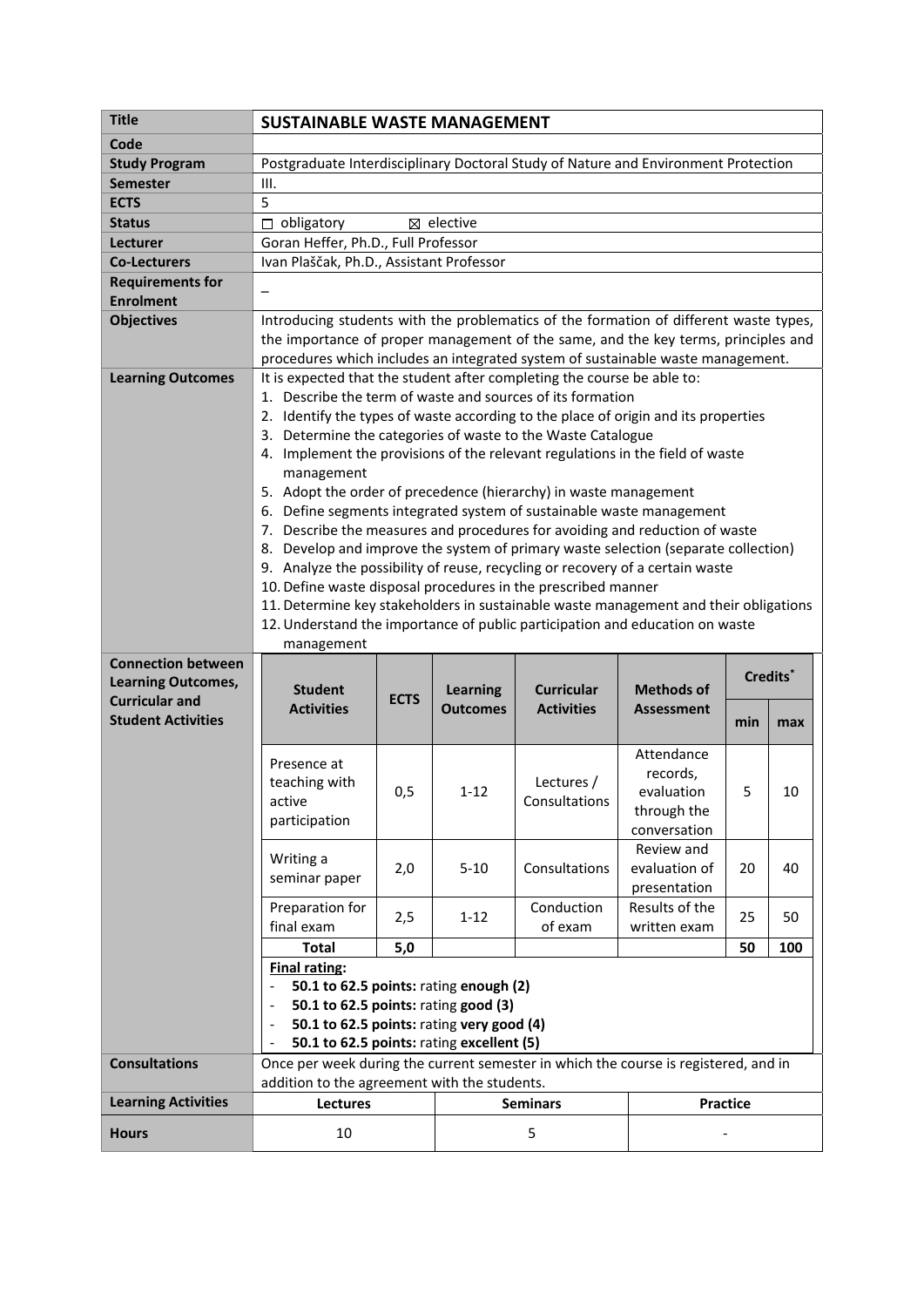| Title | SUSTAINABLE WASTE MANAGEMENT |
|---|---|
| Code | |
| Study Program | Postgraduate Interdisciplinary Doctoral Study of Nature and Environment Protection |
| Semester | III. |
| ECTS | 5 |
| Status | ☐ obligatory ☒ elective |
| Lecturer | Goran Heffer, Ph.D., Full Professor |
| Co-Lecturers | Ivan Plaščak, Ph.D., Assistant Professor |
| Requirements for Enrolment | – |
| Objectives | Introducing students with the problematics of the formation of different waste types, the importance of proper management of the same, and the key terms, principles and procedures which includes an integrated system of sustainable waste management. |
| Learning Outcomes | It is expected that the student after completing the course be able to:<br>1. Describe the term of waste and sources of its formation<br>2. Identify the types of waste according to the place of origin and its properties<br>3. Determine the categories of waste to the Waste Catalogue<br>4. Implement the provisions of the relevant regulations in the field of waste management<br>5. Adopt the order of precedence (hierarchy) in waste management<br>6. Define segments integrated system of sustainable waste management<br>7. Describe the measures and procedures for avoiding and reduction of waste<br>8. Develop and improve the system of primary waste selection (separate collection)<br>9. Analyze the possibility of reuse, recycling or recovery of a certain waste<br>10. Define waste disposal procedures in the prescribed manner<br>11. Determine key stakeholders in sustainable waste management and their obligations<br>12. Understand the importance of public participation and education on waste management |

**Connection between Learning Outcomes, Curricular and Student Activities**

| Student Activities | ECTS | Learning Outcomes | Curricular Activities | Methods of Assessment | Credits* | |
|---|---|---|---|---|---|---|
| | | | | | min | max |
| Presence at teaching with active participation | 0,5 | 1-12 | Lectures / Consultations | Attendance records, evaluation through the conversation | 5 | 10 |
| Writing a seminar paper | 2,0 | 5-10 | Consultations | Review and evaluation of presentation | 20 | 40 |
| Preparation for final exam | 2,5 | 1-12 | Conduction of exam | Results of the written exam | 25 | 50 |
| **Total** | **5,0** | | | | **50** | **100** |

**Final rating:**

- **50.1 to 62.5 points:** rating **enough (2)**
- **50.1 to 62.5 points:** rating **good (3)**
- **50.1 to 62.5 points:** rating **very good (4)**
- **50.1 to 62.5 points:** rating **excellent (5)**

| Consultations | Once per week during the current semester in which the course is registered, and in addition to the agreement with the students. | |
|---|---|---|
| **Learning Activities** | **Lectures** | **Seminars** | **Practice** |
| **Hours** | 10 | 5 | - |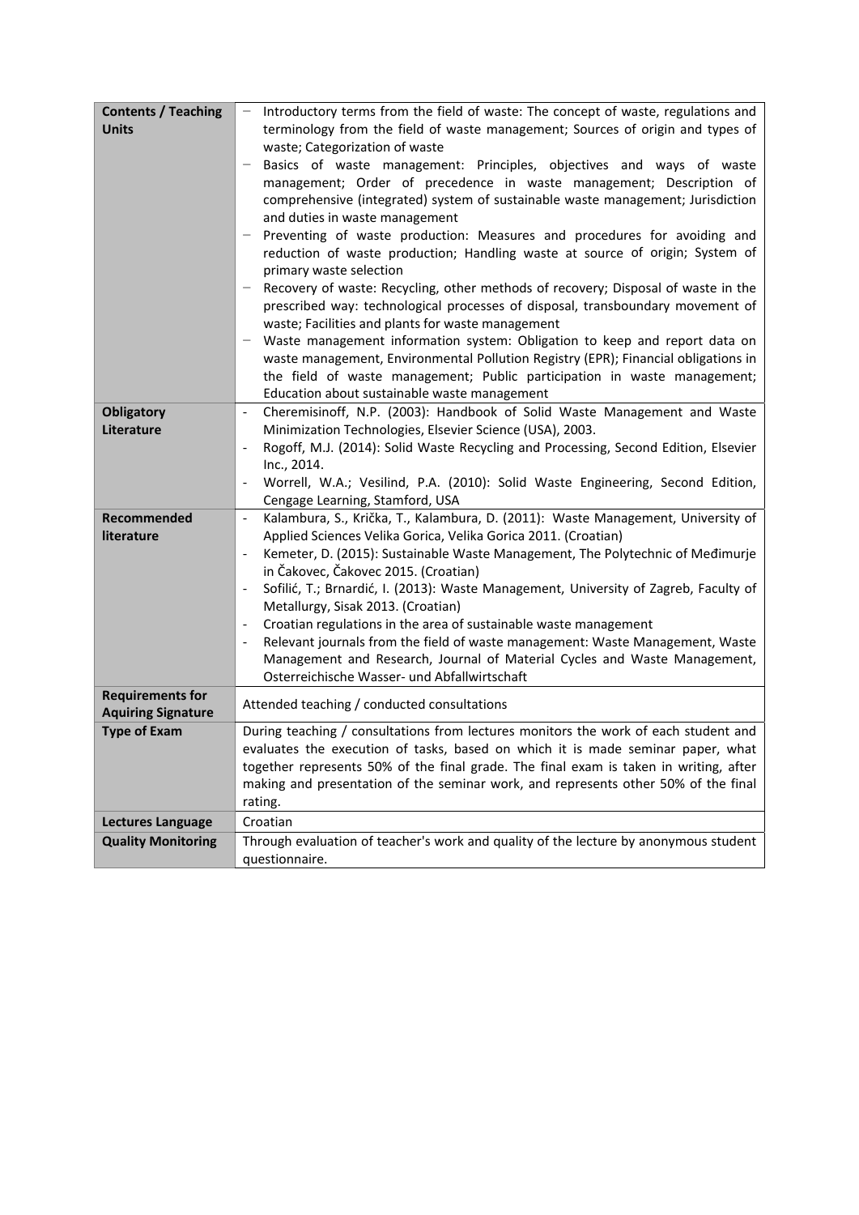| | |
|---|---|
| **Contents / Teaching Units** | – Introductory terms from the field of waste: The concept of waste, regulations and terminology from the field of waste management; Sources of origin and types of waste; Categorization of waste<br>– Basics of waste management: Principles, objectives and ways of waste management; Order of precedence in waste management; Description of comprehensive (integrated) system of sustainable waste management; Jurisdiction and duties in waste management<br>– Preventing of waste production: Measures and procedures for avoiding and reduction of waste production; Handling waste at source of origin; System of primary waste selection<br>– Recovery of waste: Recycling, other methods of recovery; Disposal of waste in the prescribed way: technological processes of disposal, transboundary movement of waste; Facilities and plants for waste management<br>– Waste management information system: Obligation to keep and report data on waste management, Environmental Pollution Registry (EPR); Financial obligations in the field of waste management; Public participation in waste management; Education about sustainable waste management |
| **Obligatory Literature** | - Cheremisinoff, N.P. (2003): Handbook of Solid Waste Management and Waste Minimization Technologies, Elsevier Science (USA), 2003.<br>- Rogoff, M.J. (2014): Solid Waste Recycling and Processing, Second Edition, Elsevier Inc., 2014.<br>- Worrell, W.A.; Vesilind, P.A. (2010): Solid Waste Engineering, Second Edition, Cengage Learning, Stamford, USA |
| **Recommended literature** | - Kalambura, S., Krička, T., Kalambura, D. (2011): Waste Management, University of Applied Sciences Velika Gorica, Velika Gorica 2011. (Croatian)<br>- Kemeter, D. (2015): Sustainable Waste Management, The Polytechnic of Međimurje in Čakovec, Čakovec 2015. (Croatian)<br>- Sofilić, T.; Brnardić, I. (2013): Waste Management, University of Zagreb, Faculty of Metallurgy, Sisak 2013. (Croatian)<br>- Croatian regulations in the area of sustainable waste management<br>- Relevant journals from the field of waste management: Waste Management, Waste Management and Research, Journal of Material Cycles and Waste Management, Osterreichische Wasser- und Abfallwirtschaft |
| **Requirements for Aquiring Signature** | Attended teaching / conducted consultations |
| **Type of Exam** | During teaching / consultations from lectures monitors the work of each student and evaluates the execution of tasks, based on which it is made seminar paper, what together represents 50% of the final grade. The final exam is taken in writing, after making and presentation of the seminar work, and represents other 50% of the final rating. |
| **Lectures Language** | Croatian |
| **Quality Monitoring** | Through evaluation of teacher's work and quality of the lecture by anonymous student questionnaire. |